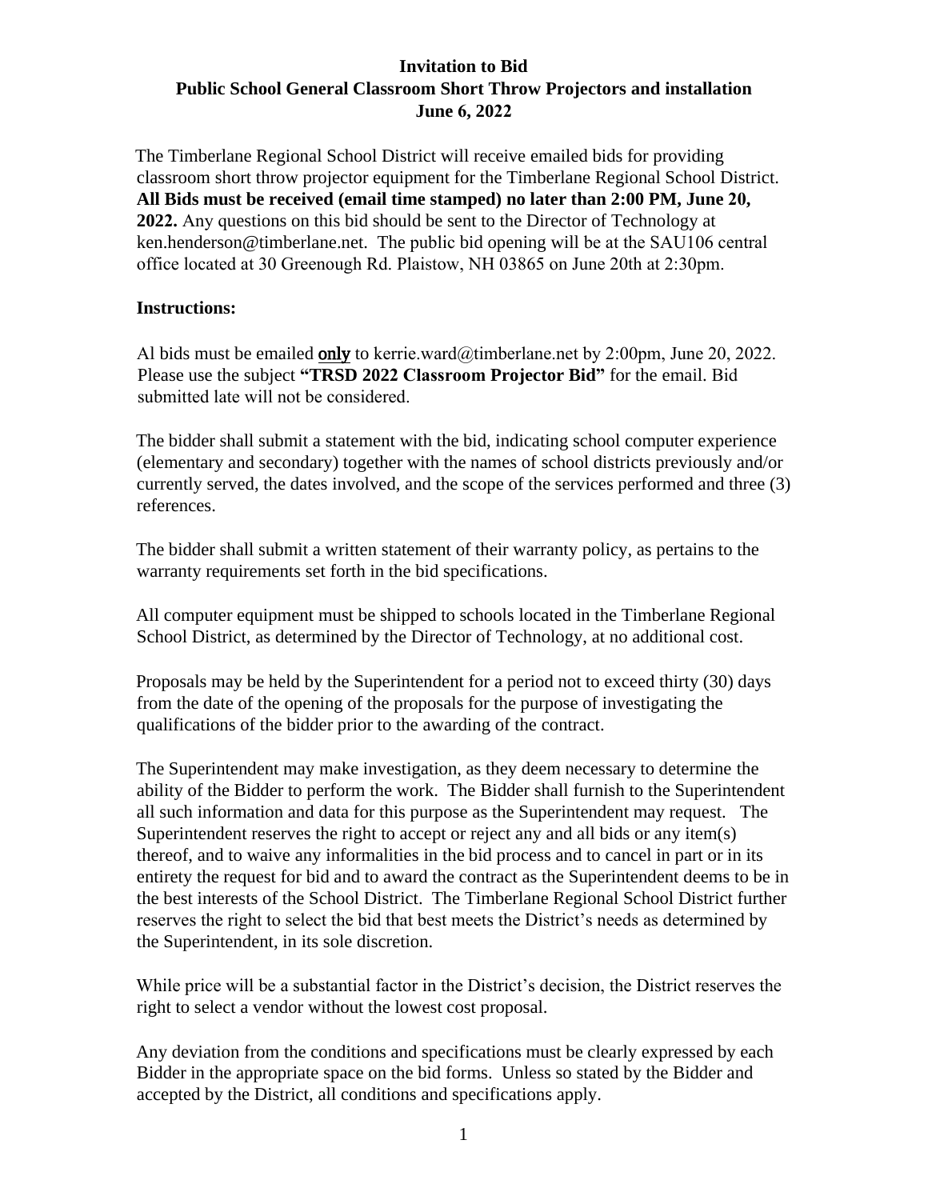**Invitation to Bid**
**Public School General Classroom Short Throw Projectors and installation**
**June 6, 2022**

The Timberlane Regional School District will receive emailed bids for providing classroom short throw projector equipment for the Timberlane Regional School District. **All Bids must be received (email time stamped) no later than 2:00 PM, June 20, 2022.** Any questions on this bid should be sent to the Director of Technology at ken.henderson@timberlane.net. The public bid opening will be at the SAU106 central office located at 30 Greenough Rd. Plaistow, NH 03865 on June 20th at 2:30pm.

**Instructions:**

Al bids must be emailed **only** to kerrie.ward@timberlane.net by 2:00pm, June 20, 2022. Please use the subject **"TRSD 2022 Classroom Projector Bid"** for the email. Bid submitted late will not be considered.

The bidder shall submit a statement with the bid, indicating school computer experience (elementary and secondary) together with the names of school districts previously and/or currently served, the dates involved, and the scope of the services performed and three (3) references.

The bidder shall submit a written statement of their warranty policy, as pertains to the warranty requirements set forth in the bid specifications.

All computer equipment must be shipped to schools located in the Timberlane Regional School District, as determined by the Director of Technology, at no additional cost.

Proposals may be held by the Superintendent for a period not to exceed thirty (30) days from the date of the opening of the proposals for the purpose of investigating the qualifications of the bidder prior to the awarding of the contract.

The Superintendent may make investigation, as they deem necessary to determine the ability of the Bidder to perform the work. The Bidder shall furnish to the Superintendent all such information and data for this purpose as the Superintendent may request. The Superintendent reserves the right to accept or reject any and all bids or any item(s) thereof, and to waive any informalities in the bid process and to cancel in part or in its entirety the request for bid and to award the contract as the Superintendent deems to be in the best interests of the School District. The Timberlane Regional School District further reserves the right to select the bid that best meets the District's needs as determined by the Superintendent, in its sole discretion.

While price will be a substantial factor in the District's decision, the District reserves the right to select a vendor without the lowest cost proposal.

Any deviation from the conditions and specifications must be clearly expressed by each Bidder in the appropriate space on the bid forms. Unless so stated by the Bidder and accepted by the District, all conditions and specifications apply.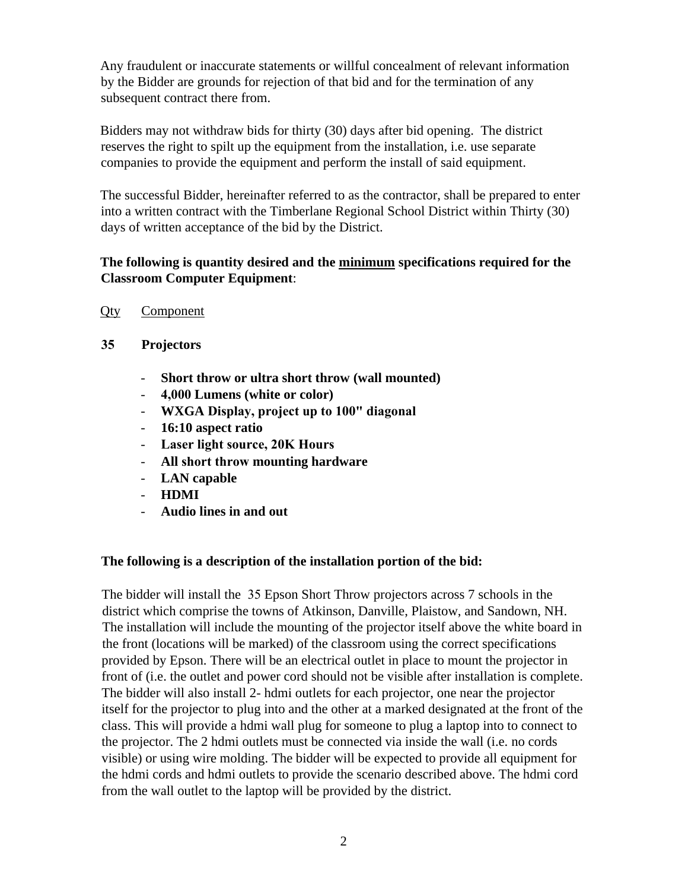Any fraudulent or inaccurate statements or willful concealment of relevant information by the Bidder are grounds for rejection of that bid and for the termination of any subsequent contract there from.

Bidders may not withdraw bids for thirty (30) days after bid opening. The district reserves the right to spilt up the equipment from the installation, i.e. use separate companies to provide the equipment and perform the install of said equipment.

The successful Bidder, hereinafter referred to as the contractor, shall be prepared to enter into a written contract with the Timberlane Regional School District within Thirty (30) days of written acceptance of the bid by the District.

**The following is quantity desired and the <u>minimum</u> specifications required for the Classroom Computer Equipment**:

<u>Qty</u> <u>Component</u>

**35 Projectors**

- **Short throw or ultra short throw (wall mounted)**
- **4,000 Lumens (white or color)**
- **WXGA Display, project up to 100" diagonal**
- **16:10 aspect ratio**
- **Laser light source, 20K Hours**
- **All short throw mounting hardware**
- **LAN capable**
- **HDMI**
- **Audio lines in and out**

**The following is a description of the installation portion of the bid:**

The bidder will install the 35 Epson Short Throw projectors across 7 schools in the district which comprise the towns of Atkinson, Danville, Plaistow, and Sandown, NH. The installation will include the mounting of the projector itself above the white board in the front (locations will be marked) of the classroom using the correct specifications provided by Epson. There will be an electrical outlet in place to mount the projector in front of (i.e. the outlet and power cord should not be visible after installation is complete. The bidder will also install 2- hdmi outlets for each projector, one near the projector itself for the projector to plug into and the other at a marked designated at the front of the class. This will provide a hdmi wall plug for someone to plug a laptop into to connect to the projector. The 2 hdmi outlets must be connected via inside the wall (i.e. no cords visible) or using wire molding. The bidder will be expected to provide all equipment for the hdmi cords and hdmi outlets to provide the scenario described above. The hdmi cord from the wall outlet to the laptop will be provided by the district.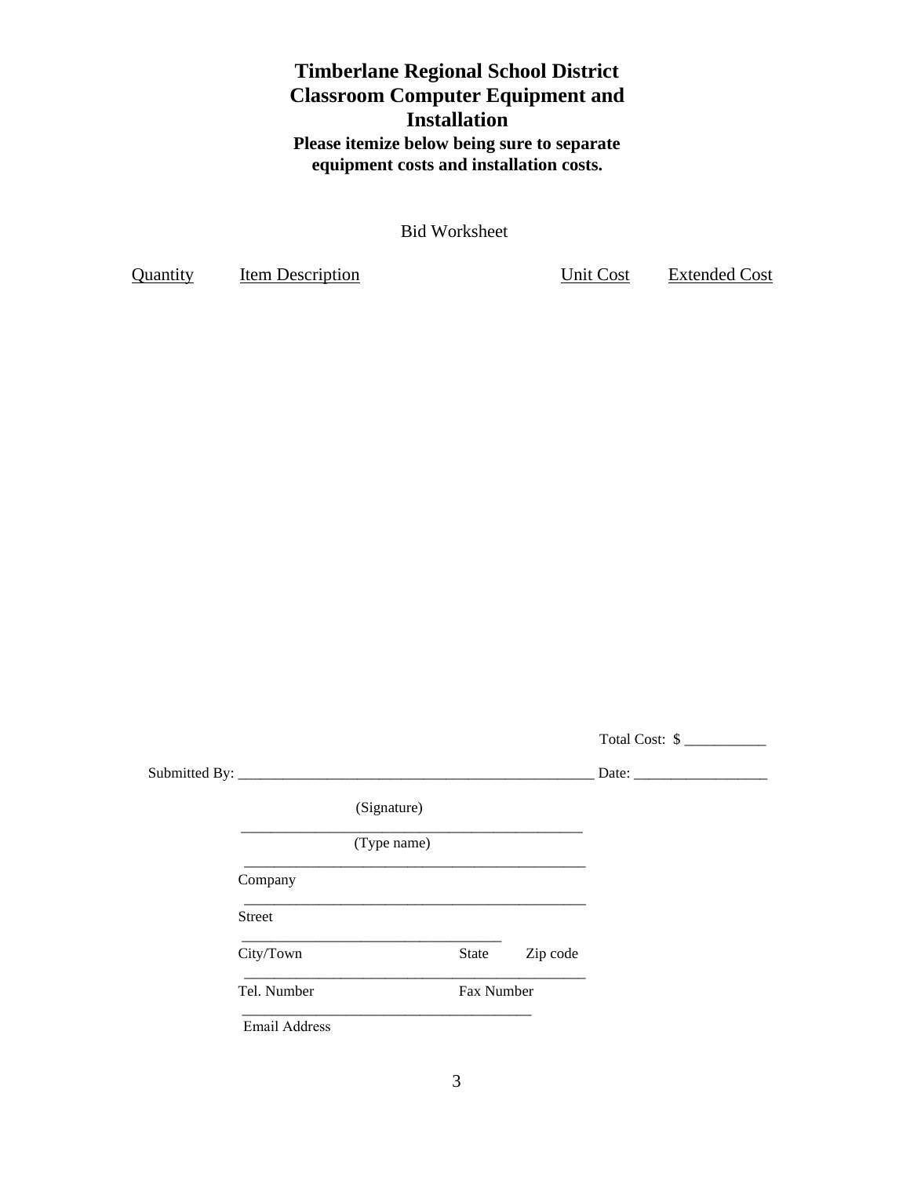# Timberlane Regional School District
# Classroom Computer Equipment and Installation

**Please itemize below being sure to separate equipment costs and installation costs.**

Bid Worksheet

| Quantity | Item Description | Unit Cost | Extended Cost |
|---|---|---|---|

Total Cost: $ ___________

Submitted By: ________________________________________________ Date: __________________

(Signature)

_______________________________________________

(Type name)

_______________________________________________

Company

_______________________________________________

Street

____________________________________

City/Town State Zip code

_______________________________________________

Tel. Number Fax Number

_______________________________________

Email Address